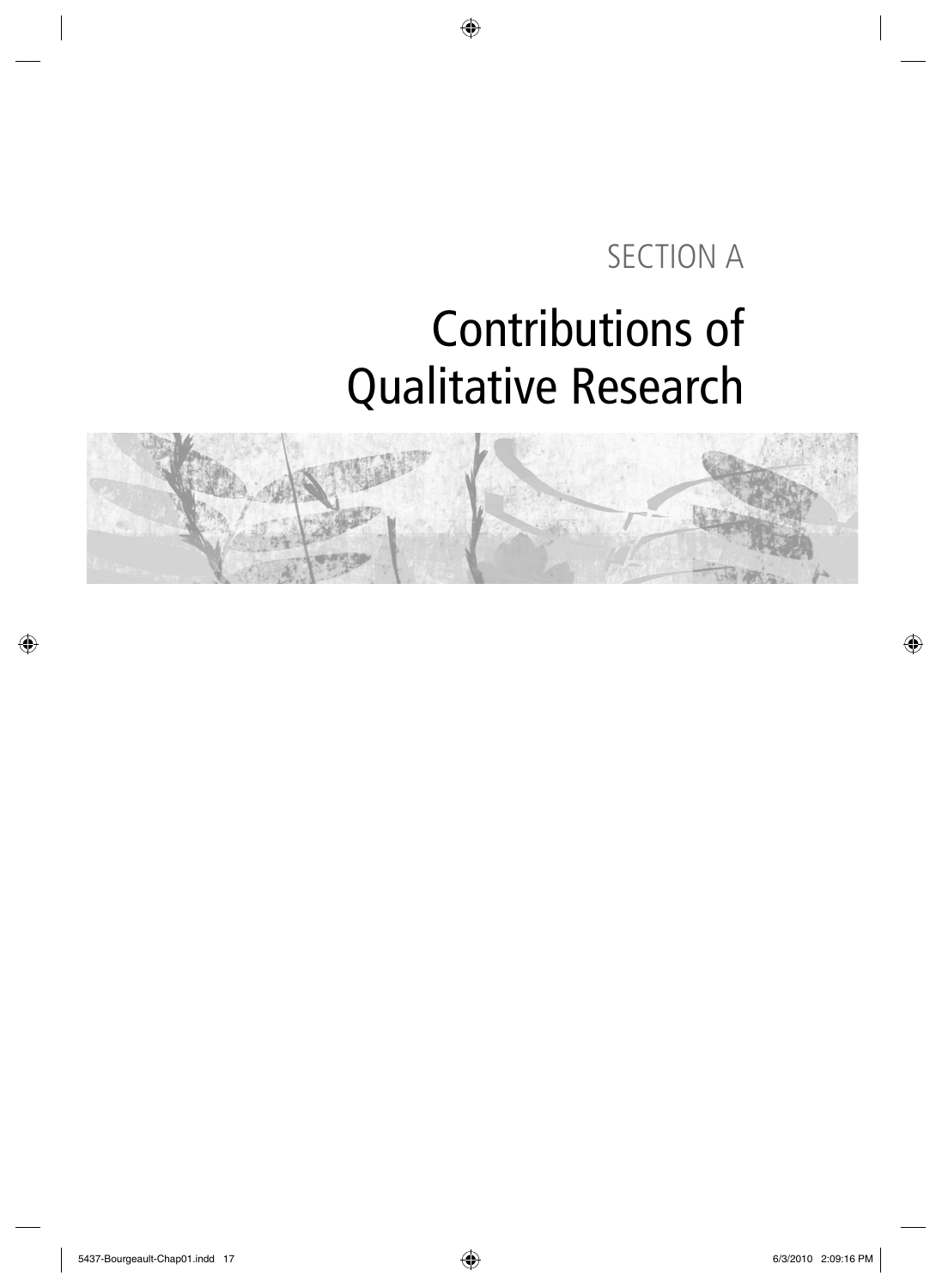# SECTION A

# Contributions of Qualitative Research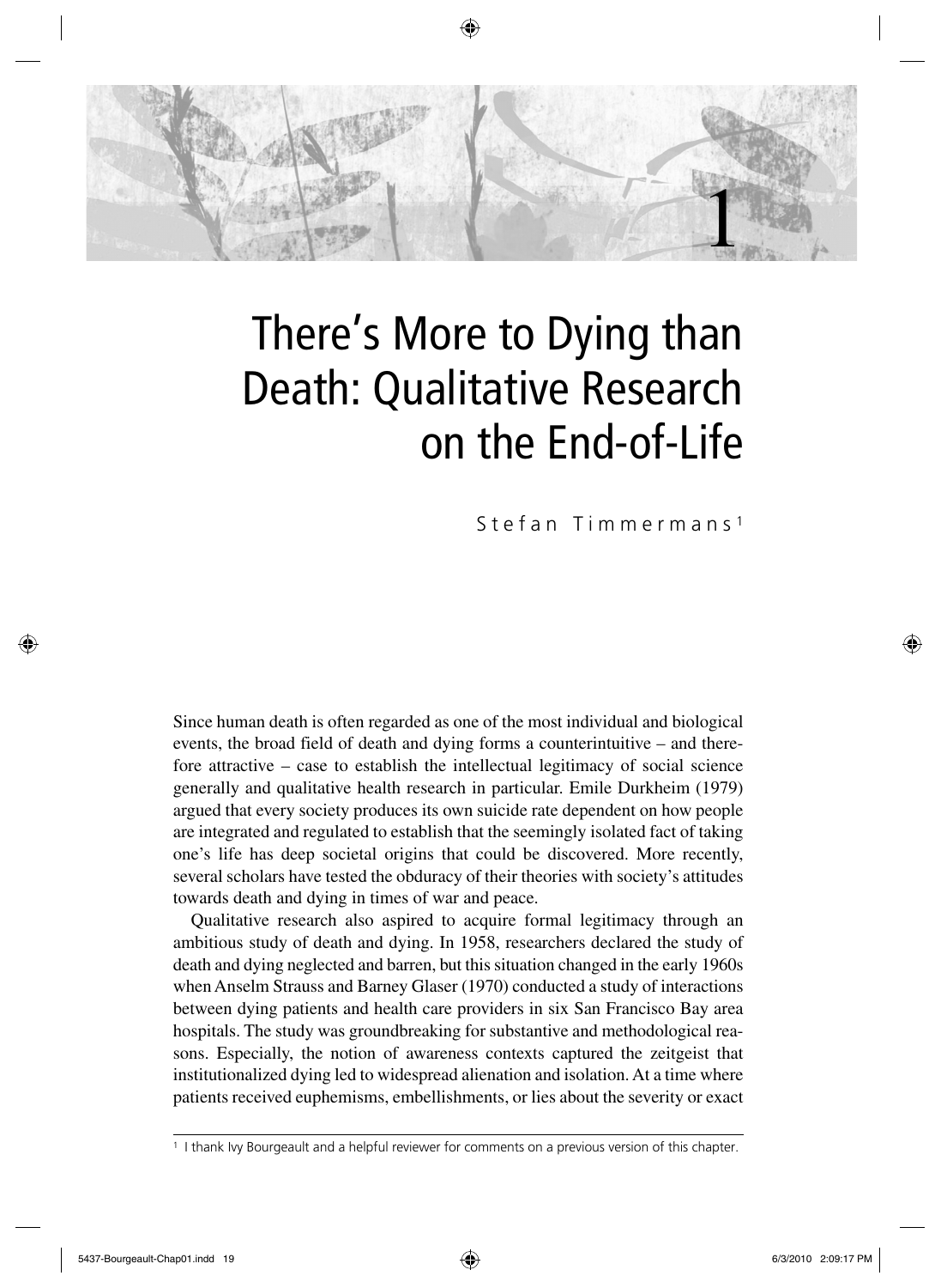# 1

# There's More to Dying than Death: Qualitative Research on the End-of-Life

Stefan Timmermans[1]

Since human death is often regarded as one of the most individual and biological events, the broad field of death and dying forms a counterintuitive – and therefore attractive – case to establish the intellectual legitimacy of social science generally and qualitative health research in particular. Emile Durkheim (1979) argued that every society produces its own suicide rate dependent on how people are integrated and regulated to establish that the seemingly isolated fact of taking one's life has deep societal origins that could be discovered. More recently, several scholars have tested the obduracy of their theories with society's attitudes towards death and dying in times of war and peace.

Qualitative research also aspired to acquire formal legitimacy through an ambitious study of death and dying. In 1958, researchers declared the study of death and dying neglected and barren, but this situation changed in the early 1960s when Anselm Strauss and Barney Glaser (1970) conducted a study of interactions between dying patients and health care providers in six San Francisco Bay area hospitals. The study was groundbreaking for substantive and methodological reasons. Especially, the notion of awareness contexts captured the zeitgeist that institutionalized dying led to widespread alienation and isolation. At a time where patients received euphemisms, embellishments, or lies about the severity or exact

[1] I thank Ivy Bourgeault and a helpful reviewer for comments on a previous version of this chapter.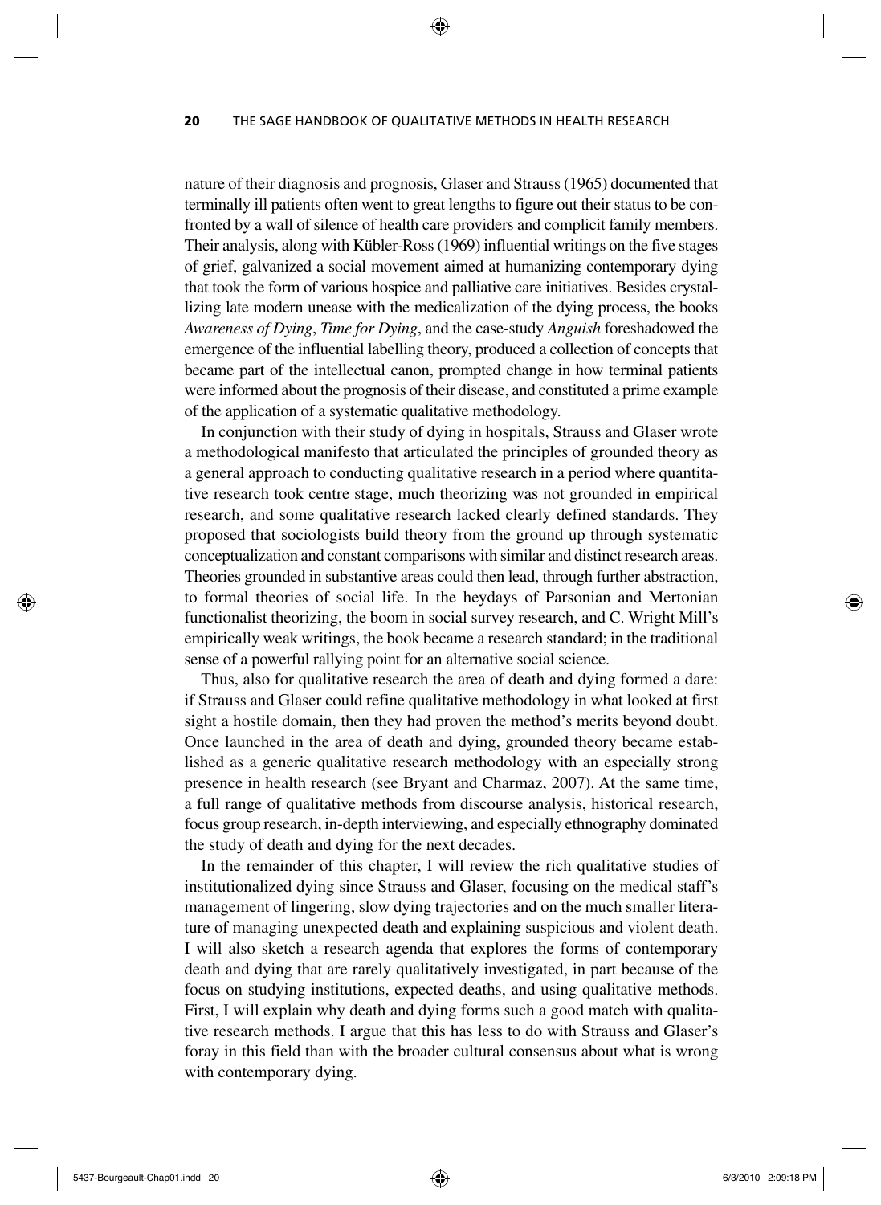nature of their diagnosis and prognosis, Glaser and Strauss (1965) documented that terminally ill patients often went to great lengths to figure out their status to be confronted by a wall of silence of health care providers and complicit family members. Their analysis, along with Kübler-Ross (1969) influential writings on the five stages of grief, galvanized a social movement aimed at humanizing contemporary dying that took the form of various hospice and palliative care initiatives. Besides crystallizing late modern unease with the medicalization of the dying process, the books *Awareness of Dying*, *Time for Dying*, and the case-study *Anguish* foreshadowed the emergence of the influential labelling theory, produced a collection of concepts that became part of the intellectual canon, prompted change in how terminal patients were informed about the prognosis of their disease, and constituted a prime example of the application of a systematic qualitative methodology.

In conjunction with their study of dying in hospitals, Strauss and Glaser wrote a methodological manifesto that articulated the principles of grounded theory as a general approach to conducting qualitative research in a period where quantitative research took centre stage, much theorizing was not grounded in empirical research, and some qualitative research lacked clearly defined standards. They proposed that sociologists build theory from the ground up through systematic conceptualization and constant comparisons with similar and distinct research areas. Theories grounded in substantive areas could then lead, through further abstraction, to formal theories of social life. In the heydays of Parsonian and Mertonian functionalist theorizing, the boom in social survey research, and C. Wright Mill's empirically weak writings, the book became a research standard; in the traditional sense of a powerful rallying point for an alternative social science.

Thus, also for qualitative research the area of death and dying formed a dare: if Strauss and Glaser could refine qualitative methodology in what looked at first sight a hostile domain, then they had proven the method's merits beyond doubt. Once launched in the area of death and dying, grounded theory became established as a generic qualitative research methodology with an especially strong presence in health research (see Bryant and Charmaz, 2007). At the same time, a full range of qualitative methods from discourse analysis, historical research, focus group research, in-depth interviewing, and especially ethnography dominated the study of death and dying for the next decades.

In the remainder of this chapter, I will review the rich qualitative studies of institutionalized dying since Strauss and Glaser, focusing on the medical staff's management of lingering, slow dying trajectories and on the much smaller literature of managing unexpected death and explaining suspicious and violent death. I will also sketch a research agenda that explores the forms of contemporary death and dying that are rarely qualitatively investigated, in part because of the focus on studying institutions, expected deaths, and using qualitative methods. First, I will explain why death and dying forms such a good match with qualitative research methods. I argue that this has less to do with Strauss and Glaser's foray in this field than with the broader cultural consensus about what is wrong with contemporary dying.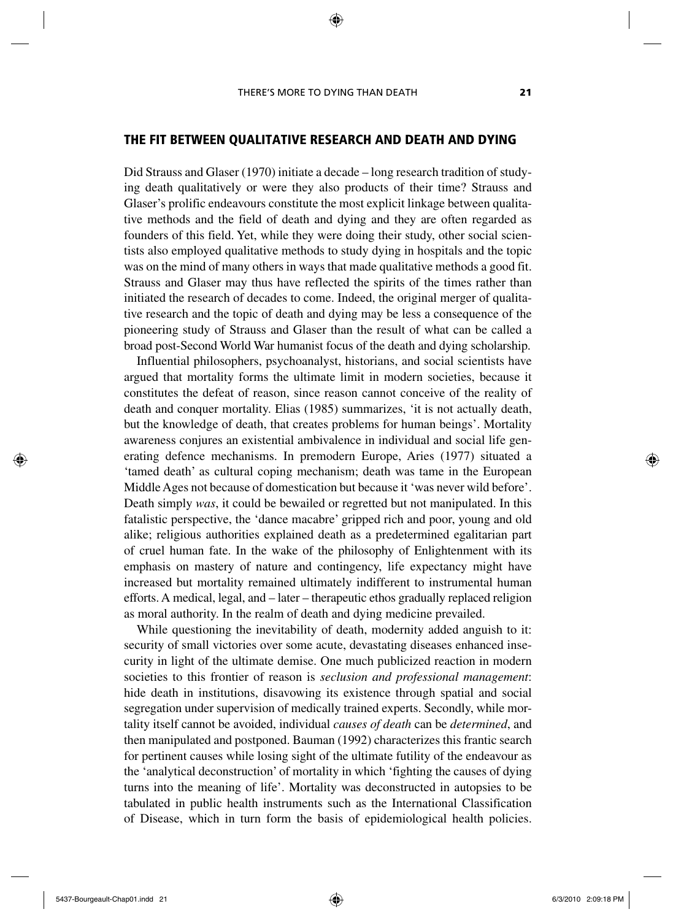## THE FIT BETWEEN QUALITATIVE RESEARCH AND DEATH AND DYING

Did Strauss and Glaser (1970) initiate a decade – long research tradition of studying death qualitatively or were they also products of their time? Strauss and Glaser's prolific endeavours constitute the most explicit linkage between qualitative methods and the field of death and dying and they are often regarded as founders of this field. Yet, while they were doing their study, other social scientists also employed qualitative methods to study dying in hospitals and the topic was on the mind of many others in ways that made qualitative methods a good fit. Strauss and Glaser may thus have reflected the spirits of the times rather than initiated the research of decades to come. Indeed, the original merger of qualitative research and the topic of death and dying may be less a consequence of the pioneering study of Strauss and Glaser than the result of what can be called a broad post-Second World War humanist focus of the death and dying scholarship.

Influential philosophers, psychoanalyst, historians, and social scientists have argued that mortality forms the ultimate limit in modern societies, because it constitutes the defeat of reason, since reason cannot conceive of the reality of death and conquer mortality. Elias (1985) summarizes, 'it is not actually death, but the knowledge of death, that creates problems for human beings'. Mortality awareness conjures an existential ambivalence in individual and social life generating defence mechanisms. In premodern Europe, Aries (1977) situated a 'tamed death' as cultural coping mechanism; death was tame in the European Middle Ages not because of domestication but because it 'was never wild before'. Death simply *was*, it could be bewailed or regretted but not manipulated. In this fatalistic perspective, the 'dance macabre' gripped rich and poor, young and old alike; religious authorities explained death as a predetermined egalitarian part of cruel human fate. In the wake of the philosophy of Enlightenment with its emphasis on mastery of nature and contingency, life expectancy might have increased but mortality remained ultimately indifferent to instrumental human efforts. A medical, legal, and – later – therapeutic ethos gradually replaced religion as moral authority. In the realm of death and dying medicine prevailed.

While questioning the inevitability of death, modernity added anguish to it: security of small victories over some acute, devastating diseases enhanced insecurity in light of the ultimate demise. One much publicized reaction in modern societies to this frontier of reason is *seclusion and professional management*: hide death in institutions, disavowing its existence through spatial and social segregation under supervision of medically trained experts. Secondly, while mortality itself cannot be avoided, individual *causes of death* can be *determined*, and then manipulated and postponed. Bauman (1992) characterizes this frantic search for pertinent causes while losing sight of the ultimate futility of the endeavour as the 'analytical deconstruction' of mortality in which 'fighting the causes of dying turns into the meaning of life'. Mortality was deconstructed in autopsies to be tabulated in public health instruments such as the International Classification of Disease, which in turn form the basis of epidemiological health policies.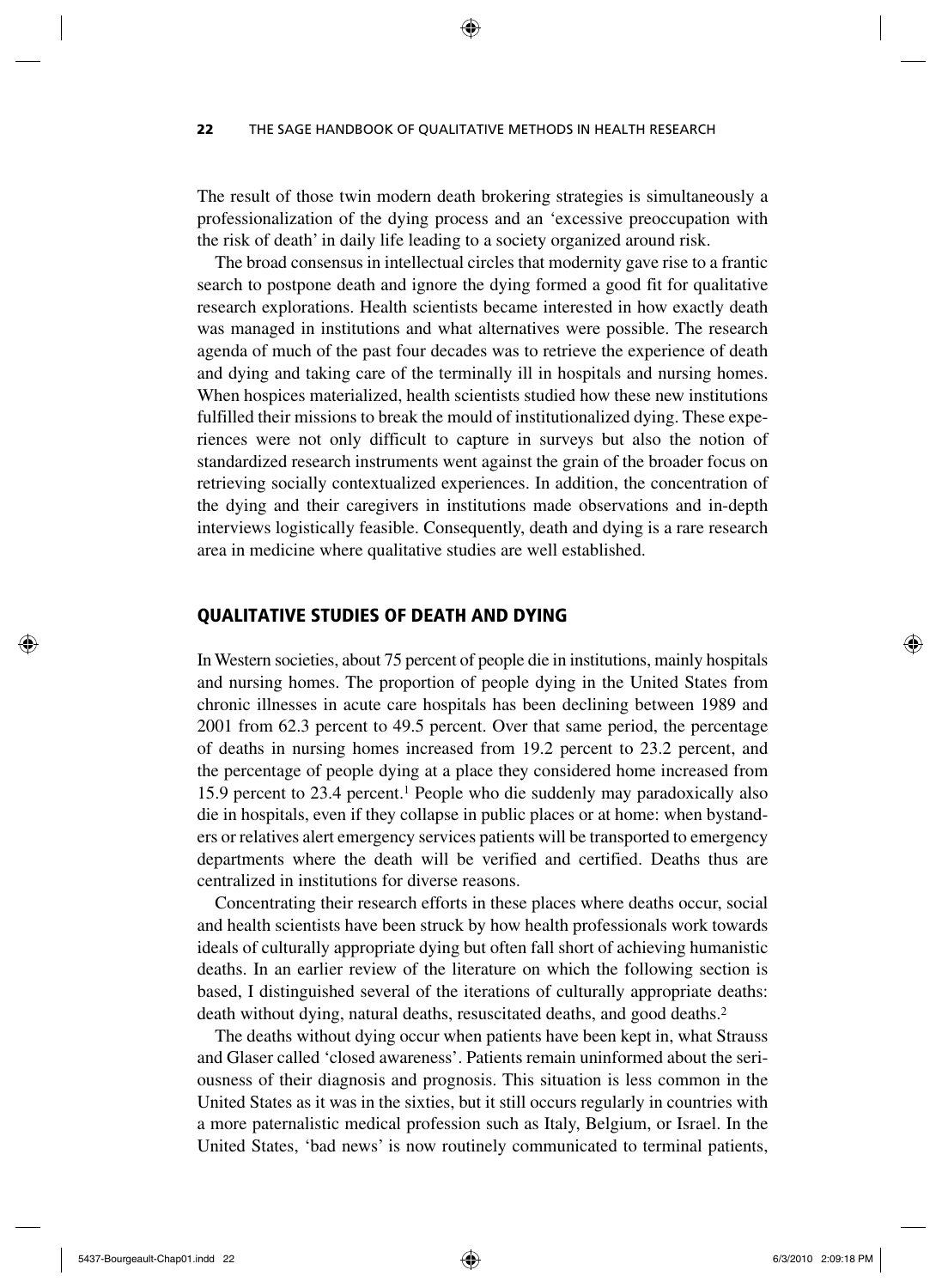The result of those twin modern death brokering strategies is simultaneously a professionalization of the dying process and an 'excessive preoccupation with the risk of death' in daily life leading to a society organized around risk.

The broad consensus in intellectual circles that modernity gave rise to a frantic search to postpone death and ignore the dying formed a good fit for qualitative research explorations. Health scientists became interested in how exactly death was managed in institutions and what alternatives were possible. The research agenda of much of the past four decades was to retrieve the experience of death and dying and taking care of the terminally ill in hospitals and nursing homes. When hospices materialized, health scientists studied how these new institutions fulfilled their missions to break the mould of institutionalized dying. These experiences were not only difficult to capture in surveys but also the notion of standardized research instruments went against the grain of the broader focus on retrieving socially contextualized experiences. In addition, the concentration of the dying and their caregivers in institutions made observations and in-depth interviews logistically feasible. Consequently, death and dying is a rare research area in medicine where qualitative studies are well established.

## QUALITATIVE STUDIES OF DEATH AND DYING

In Western societies, about 75 percent of people die in institutions, mainly hospitals and nursing homes. The proportion of people dying in the United States from chronic illnesses in acute care hospitals has been declining between 1989 and 2001 from 62.3 percent to 49.5 percent. Over that same period, the percentage of deaths in nursing homes increased from 19.2 percent to 23.2 percent, and the percentage of people dying at a place they considered home increased from 15.9 percent to 23.4 percent.[1] People who die suddenly may paradoxically also die in hospitals, even if they collapse in public places or at home: when bystanders or relatives alert emergency services patients will be transported to emergency departments where the death will be verified and certified. Deaths thus are centralized in institutions for diverse reasons.

Concentrating their research efforts in these places where deaths occur, social and health scientists have been struck by how health professionals work towards ideals of culturally appropriate dying but often fall short of achieving humanistic deaths. In an earlier review of the literature on which the following section is based, I distinguished several of the iterations of culturally appropriate deaths: death without dying, natural deaths, resuscitated deaths, and good deaths.[2]

The deaths without dying occur when patients have been kept in, what Strauss and Glaser called 'closed awareness'. Patients remain uninformed about the seriousness of their diagnosis and prognosis. This situation is less common in the United States as it was in the sixties, but it still occurs regularly in countries with a more paternalistic medical profession such as Italy, Belgium, or Israel. In the United States, 'bad news' is now routinely communicated to terminal patients,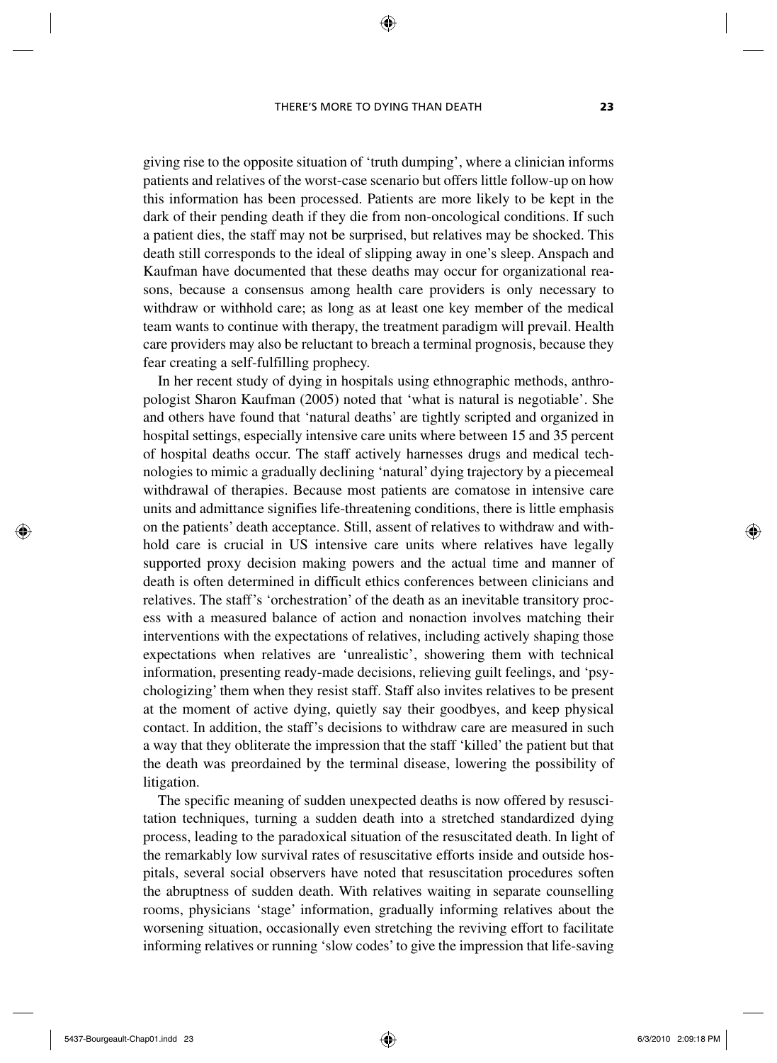giving rise to the opposite situation of 'truth dumping', where a clinician informs patients and relatives of the worst-case scenario but offers little follow-up on how this information has been processed. Patients are more likely to be kept in the dark of their pending death if they die from non-oncological conditions. If such a patient dies, the staff may not be surprised, but relatives may be shocked. This death still corresponds to the ideal of slipping away in one's sleep. Anspach and Kaufman have documented that these deaths may occur for organizational reasons, because a consensus among health care providers is only necessary to withdraw or withhold care; as long as at least one key member of the medical team wants to continue with therapy, the treatment paradigm will prevail. Health care providers may also be reluctant to breach a terminal prognosis, because they fear creating a self-fulfilling prophecy.

In her recent study of dying in hospitals using ethnographic methods, anthropologist Sharon Kaufman (2005) noted that 'what is natural is negotiable'. She and others have found that 'natural deaths' are tightly scripted and organized in hospital settings, especially intensive care units where between 15 and 35 percent of hospital deaths occur. The staff actively harnesses drugs and medical technologies to mimic a gradually declining 'natural' dying trajectory by a piecemeal withdrawal of therapies. Because most patients are comatose in intensive care units and admittance signifies life-threatening conditions, there is little emphasis on the patients' death acceptance. Still, assent of relatives to withdraw and withhold care is crucial in US intensive care units where relatives have legally supported proxy decision making powers and the actual time and manner of death is often determined in difficult ethics conferences between clinicians and relatives. The staff's 'orchestration' of the death as an inevitable transitory process with a measured balance of action and nonaction involves matching their interventions with the expectations of relatives, including actively shaping those expectations when relatives are 'unrealistic', showering them with technical information, presenting ready-made decisions, relieving guilt feelings, and 'psychologizing' them when they resist staff. Staff also invites relatives to be present at the moment of active dying, quietly say their goodbyes, and keep physical contact. In addition, the staff's decisions to withdraw care are measured in such a way that they obliterate the impression that the staff 'killed' the patient but that the death was preordained by the terminal disease, lowering the possibility of litigation.

The specific meaning of sudden unexpected deaths is now offered by resuscitation techniques, turning a sudden death into a stretched standardized dying process, leading to the paradoxical situation of the resuscitated death. In light of the remarkably low survival rates of resuscitative efforts inside and outside hospitals, several social observers have noted that resuscitation procedures soften the abruptness of sudden death. With relatives waiting in separate counselling rooms, physicians 'stage' information, gradually informing relatives about the worsening situation, occasionally even stretching the reviving effort to facilitate informing relatives or running 'slow codes' to give the impression that life-saving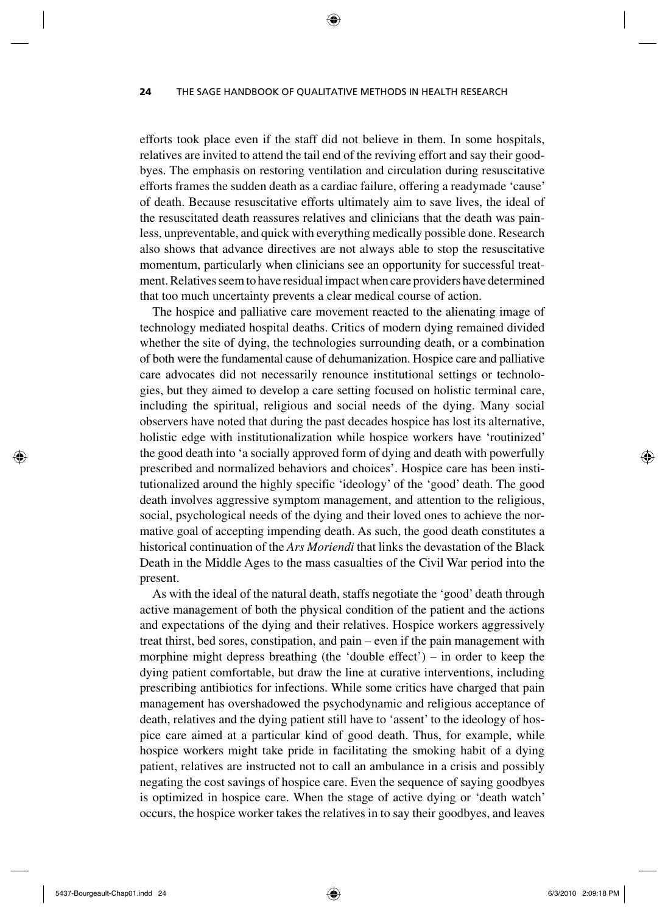efforts took place even if the staff did not believe in them. In some hospitals, relatives are invited to attend the tail end of the reviving effort and say their goodbyes. The emphasis on restoring ventilation and circulation during resuscitative efforts frames the sudden death as a cardiac failure, offering a readymade 'cause' of death. Because resuscitative efforts ultimately aim to save lives, the ideal of the resuscitated death reassures relatives and clinicians that the death was painless, unpreventable, and quick with everything medically possible done. Research also shows that advance directives are not always able to stop the resuscitative momentum, particularly when clinicians see an opportunity for successful treatment. Relatives seem to have residual impact when care providers have determined that too much uncertainty prevents a clear medical course of action.

The hospice and palliative care movement reacted to the alienating image of technology mediated hospital deaths. Critics of modern dying remained divided whether the site of dying, the technologies surrounding death, or a combination of both were the fundamental cause of dehumanization. Hospice care and palliative care advocates did not necessarily renounce institutional settings or technologies, but they aimed to develop a care setting focused on holistic terminal care, including the spiritual, religious and social needs of the dying. Many social observers have noted that during the past decades hospice has lost its alternative, holistic edge with institutionalization while hospice workers have 'routinized' the good death into 'a socially approved form of dying and death with powerfully prescribed and normalized behaviors and choices'. Hospice care has been institutionalized around the highly specific 'ideology' of the 'good' death. The good death involves aggressive symptom management, and attention to the religious, social, psychological needs of the dying and their loved ones to achieve the normative goal of accepting impending death. As such, the good death constitutes a historical continuation of the *Ars Moriendi* that links the devastation of the Black Death in the Middle Ages to the mass casualties of the Civil War period into the present.

As with the ideal of the natural death, staffs negotiate the 'good' death through active management of both the physical condition of the patient and the actions and expectations of the dying and their relatives. Hospice workers aggressively treat thirst, bed sores, constipation, and pain – even if the pain management with morphine might depress breathing (the 'double effect') – in order to keep the dying patient comfortable, but draw the line at curative interventions, including prescribing antibiotics for infections. While some critics have charged that pain management has overshadowed the psychodynamic and religious acceptance of death, relatives and the dying patient still have to 'assent' to the ideology of hospice care aimed at a particular kind of good death. Thus, for example, while hospice workers might take pride in facilitating the smoking habit of a dying patient, relatives are instructed not to call an ambulance in a crisis and possibly negating the cost savings of hospice care. Even the sequence of saying goodbyes is optimized in hospice care. When the stage of active dying or 'death watch' occurs, the hospice worker takes the relatives in to say their goodbyes, and leaves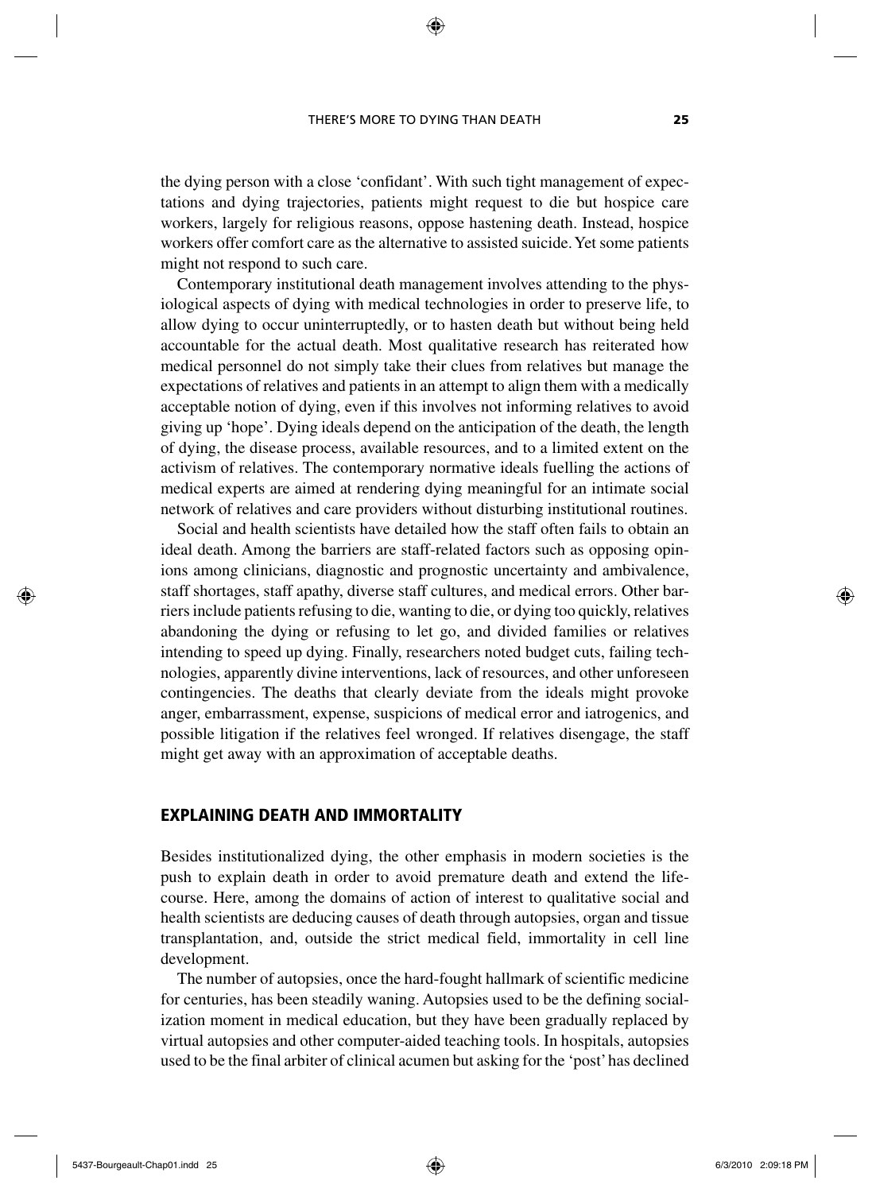the dying person with a close 'confidant'. With such tight management of expectations and dying trajectories, patients might request to die but hospice care workers, largely for religious reasons, oppose hastening death. Instead, hospice workers offer comfort care as the alternative to assisted suicide. Yet some patients might not respond to such care.

Contemporary institutional death management involves attending to the physiological aspects of dying with medical technologies in order to preserve life, to allow dying to occur uninterruptedly, or to hasten death but without being held accountable for the actual death. Most qualitative research has reiterated how medical personnel do not simply take their clues from relatives but manage the expectations of relatives and patients in an attempt to align them with a medically acceptable notion of dying, even if this involves not informing relatives to avoid giving up 'hope'. Dying ideals depend on the anticipation of the death, the length of dying, the disease process, available resources, and to a limited extent on the activism of relatives. The contemporary normative ideals fuelling the actions of medical experts are aimed at rendering dying meaningful for an intimate social network of relatives and care providers without disturbing institutional routines.

Social and health scientists have detailed how the staff often fails to obtain an ideal death. Among the barriers are staff-related factors such as opposing opinions among clinicians, diagnostic and prognostic uncertainty and ambivalence, staff shortages, staff apathy, diverse staff cultures, and medical errors. Other barriers include patients refusing to die, wanting to die, or dying too quickly, relatives abandoning the dying or refusing to let go, and divided families or relatives intending to speed up dying. Finally, researchers noted budget cuts, failing technologies, apparently divine interventions, lack of resources, and other unforeseen contingencies. The deaths that clearly deviate from the ideals might provoke anger, embarrassment, expense, suspicions of medical error and iatrogenics, and possible litigation if the relatives feel wronged. If relatives disengage, the staff might get away with an approximation of acceptable deaths.

## EXPLAINING DEATH AND IMMORTALITY

Besides institutionalized dying, the other emphasis in modern societies is the push to explain death in order to avoid premature death and extend the life-course. Here, among the domains of action of interest to qualitative social and health scientists are deducing causes of death through autopsies, organ and tissue transplantation, and, outside the strict medical field, immortality in cell line development.

The number of autopsies, once the hard-fought hallmark of scientific medicine for centuries, has been steadily waning. Autopsies used to be the defining socialization moment in medical education, but they have been gradually replaced by virtual autopsies and other computer-aided teaching tools. In hospitals, autopsies used to be the final arbiter of clinical acumen but asking for the 'post' has declined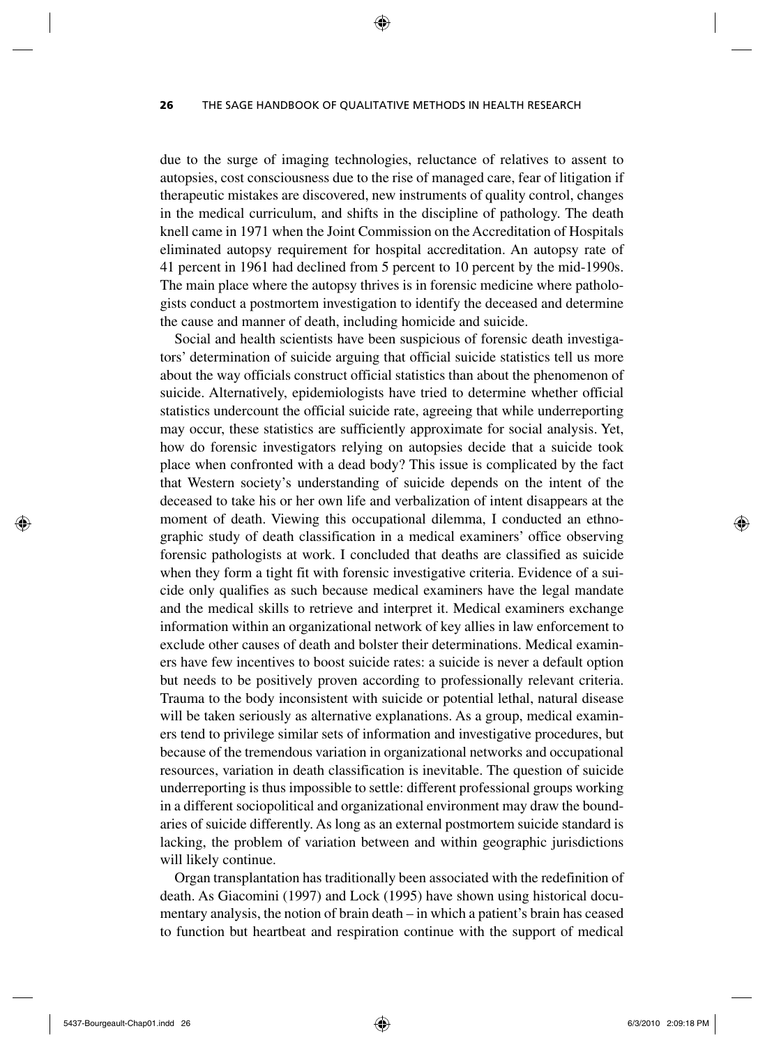due to the surge of imaging technologies, reluctance of relatives to assent to autopsies, cost consciousness due to the rise of managed care, fear of litigation if therapeutic mistakes are discovered, new instruments of quality control, changes in the medical curriculum, and shifts in the discipline of pathology. The death knell came in 1971 when the Joint Commission on the Accreditation of Hospitals eliminated autopsy requirement for hospital accreditation. An autopsy rate of 41 percent in 1961 had declined from 5 percent to 10 percent by the mid-1990s. The main place where the autopsy thrives is in forensic medicine where pathologists conduct a postmortem investigation to identify the deceased and determine the cause and manner of death, including homicide and suicide.

Social and health scientists have been suspicious of forensic death investigators' determination of suicide arguing that official suicide statistics tell us more about the way officials construct official statistics than about the phenomenon of suicide. Alternatively, epidemiologists have tried to determine whether official statistics undercount the official suicide rate, agreeing that while underreporting may occur, these statistics are sufficiently approximate for social analysis. Yet, how do forensic investigators relying on autopsies decide that a suicide took place when confronted with a dead body? This issue is complicated by the fact that Western society's understanding of suicide depends on the intent of the deceased to take his or her own life and verbalization of intent disappears at the moment of death. Viewing this occupational dilemma, I conducted an ethnographic study of death classification in a medical examiners' office observing forensic pathologists at work. I concluded that deaths are classified as suicide when they form a tight fit with forensic investigative criteria. Evidence of a suicide only qualifies as such because medical examiners have the legal mandate and the medical skills to retrieve and interpret it. Medical examiners exchange information within an organizational network of key allies in law enforcement to exclude other causes of death and bolster their determinations. Medical examiners have few incentives to boost suicide rates: a suicide is never a default option but needs to be positively proven according to professionally relevant criteria. Trauma to the body inconsistent with suicide or potential lethal, natural disease will be taken seriously as alternative explanations. As a group, medical examiners tend to privilege similar sets of information and investigative procedures, but because of the tremendous variation in organizational networks and occupational resources, variation in death classification is inevitable. The question of suicide underreporting is thus impossible to settle: different professional groups working in a different sociopolitical and organizational environment may draw the boundaries of suicide differently. As long as an external postmortem suicide standard is lacking, the problem of variation between and within geographic jurisdictions will likely continue.

Organ transplantation has traditionally been associated with the redefinition of death. As Giacomini (1997) and Lock (1995) have shown using historical documentary analysis, the notion of brain death – in which a patient's brain has ceased to function but heartbeat and respiration continue with the support of medical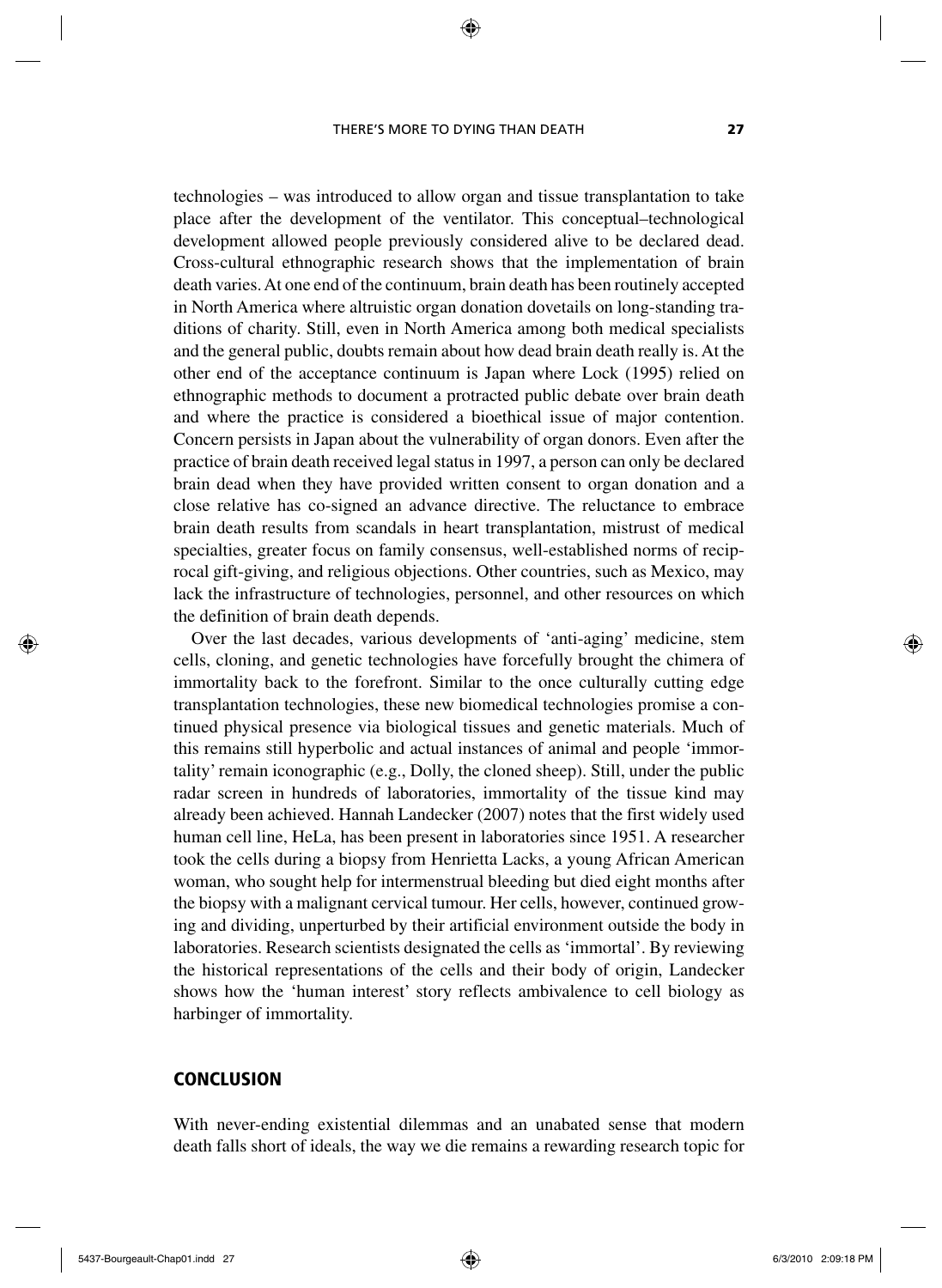technologies – was introduced to allow organ and tissue transplantation to take place after the development of the ventilator. This conceptual–technological development allowed people previously considered alive to be declared dead. Cross-cultural ethnographic research shows that the implementation of brain death varies. At one end of the continuum, brain death has been routinely accepted in North America where altruistic organ donation dovetails on long-standing traditions of charity. Still, even in North America among both medical specialists and the general public, doubts remain about how dead brain death really is. At the other end of the acceptance continuum is Japan where Lock (1995) relied on ethnographic methods to document a protracted public debate over brain death and where the practice is considered a bioethical issue of major contention. Concern persists in Japan about the vulnerability of organ donors. Even after the practice of brain death received legal status in 1997, a person can only be declared brain dead when they have provided written consent to organ donation and a close relative has co-signed an advance directive. The reluctance to embrace brain death results from scandals in heart transplantation, mistrust of medical specialties, greater focus on family consensus, well-established norms of reciprocal gift-giving, and religious objections. Other countries, such as Mexico, may lack the infrastructure of technologies, personnel, and other resources on which the definition of brain death depends.

Over the last decades, various developments of 'anti-aging' medicine, stem cells, cloning, and genetic technologies have forcefully brought the chimera of immortality back to the forefront. Similar to the once culturally cutting edge transplantation technologies, these new biomedical technologies promise a continued physical presence via biological tissues and genetic materials. Much of this remains still hyperbolic and actual instances of animal and people 'immortality' remain iconographic (e.g., Dolly, the cloned sheep). Still, under the public radar screen in hundreds of laboratories, immortality of the tissue kind may already been achieved. Hannah Landecker (2007) notes that the first widely used human cell line, HeLa, has been present in laboratories since 1951. A researcher took the cells during a biopsy from Henrietta Lacks, a young African American woman, who sought help for intermenstrual bleeding but died eight months after the biopsy with a malignant cervical tumour. Her cells, however, continued growing and dividing, unperturbed by their artificial environment outside the body in laboratories. Research scientists designated the cells as 'immortal'. By reviewing the historical representations of the cells and their body of origin, Landecker shows how the 'human interest' story reflects ambivalence to cell biology as harbinger of immortality.

## CONCLUSION

With never-ending existential dilemmas and an unabated sense that modern death falls short of ideals, the way we die remains a rewarding research topic for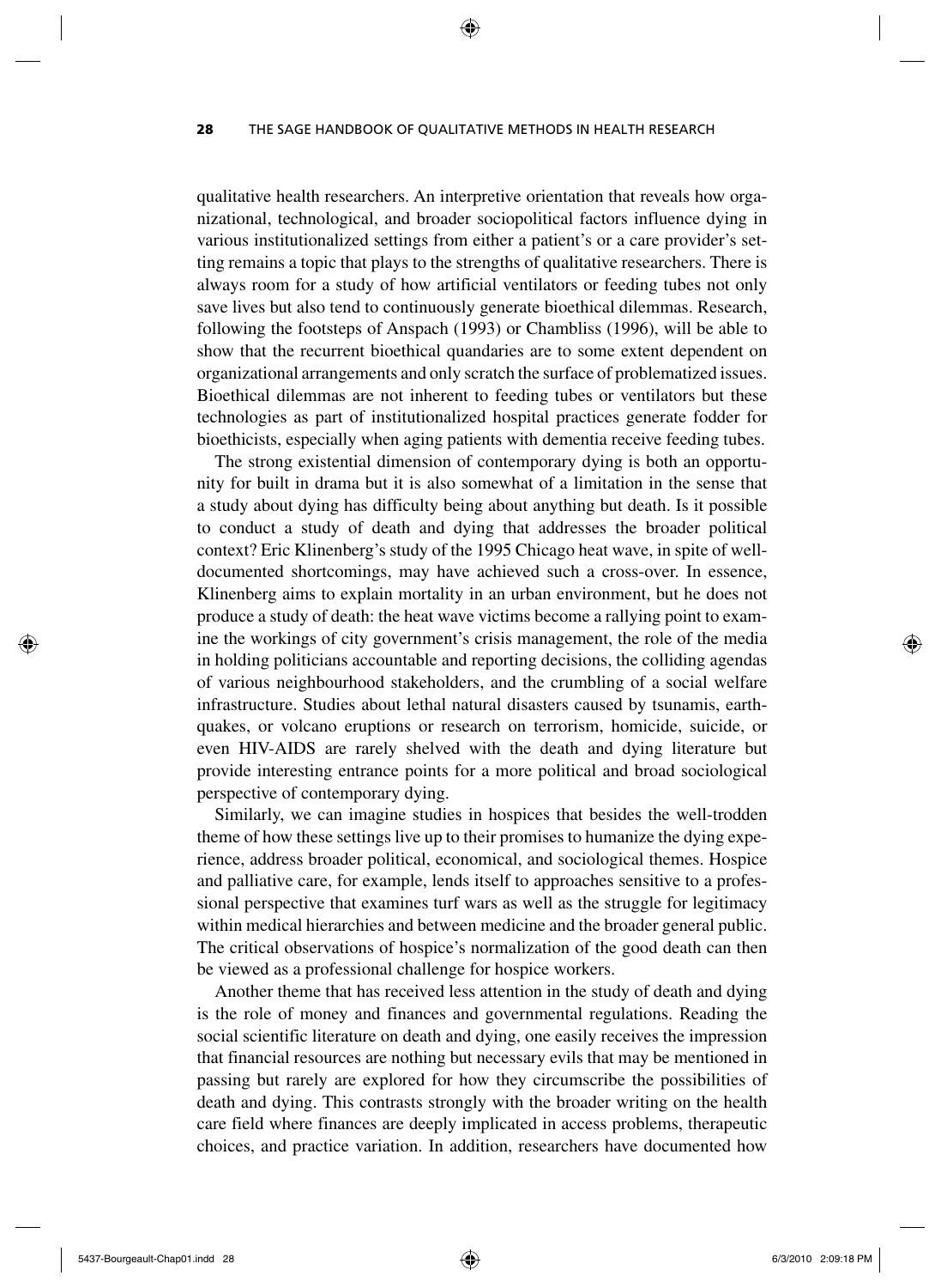qualitative health researchers. An interpretive orientation that reveals how organizational, technological, and broader sociopolitical factors influence dying in various institutionalized settings from either a patient's or a care provider's setting remains a topic that plays to the strengths of qualitative researchers. There is always room for a study of how artificial ventilators or feeding tubes not only save lives but also tend to continuously generate bioethical dilemmas. Research, following the footsteps of Anspach (1993) or Chambliss (1996), will be able to show that the recurrent bioethical quandaries are to some extent dependent on organizational arrangements and only scratch the surface of problematized issues. Bioethical dilemmas are not inherent to feeding tubes or ventilators but these technologies as part of institutionalized hospital practices generate fodder for bioethicists, especially when aging patients with dementia receive feeding tubes.

The strong existential dimension of contemporary dying is both an opportunity for built in drama but it is also somewhat of a limitation in the sense that a study about dying has difficulty being about anything but death. Is it possible to conduct a study of death and dying that addresses the broader political context? Eric Klinenberg's study of the 1995 Chicago heat wave, in spite of well-documented shortcomings, may have achieved such a cross-over. In essence, Klinenberg aims to explain mortality in an urban environment, but he does not produce a study of death: the heat wave victims become a rallying point to examine the workings of city government's crisis management, the role of the media in holding politicians accountable and reporting decisions, the colliding agendas of various neighbourhood stakeholders, and the crumbling of a social welfare infrastructure. Studies about lethal natural disasters caused by tsunamis, earthquakes, or volcano eruptions or research on terrorism, homicide, suicide, or even HIV-AIDS are rarely shelved with the death and dying literature but provide interesting entrance points for a more political and broad sociological perspective of contemporary dying.

Similarly, we can imagine studies in hospices that besides the well-trodden theme of how these settings live up to their promises to humanize the dying experience, address broader political, economical, and sociological themes. Hospice and palliative care, for example, lends itself to approaches sensitive to a professional perspective that examines turf wars as well as the struggle for legitimacy within medical hierarchies and between medicine and the broader general public. The critical observations of hospice's normalization of the good death can then be viewed as a professional challenge for hospice workers.

Another theme that has received less attention in the study of death and dying is the role of money and finances and governmental regulations. Reading the social scientific literature on death and dying, one easily receives the impression that financial resources are nothing but necessary evils that may be mentioned in passing but rarely are explored for how they circumscribe the possibilities of death and dying. This contrasts strongly with the broader writing on the health care field where finances are deeply implicated in access problems, therapeutic choices, and practice variation. In addition, researchers have documented how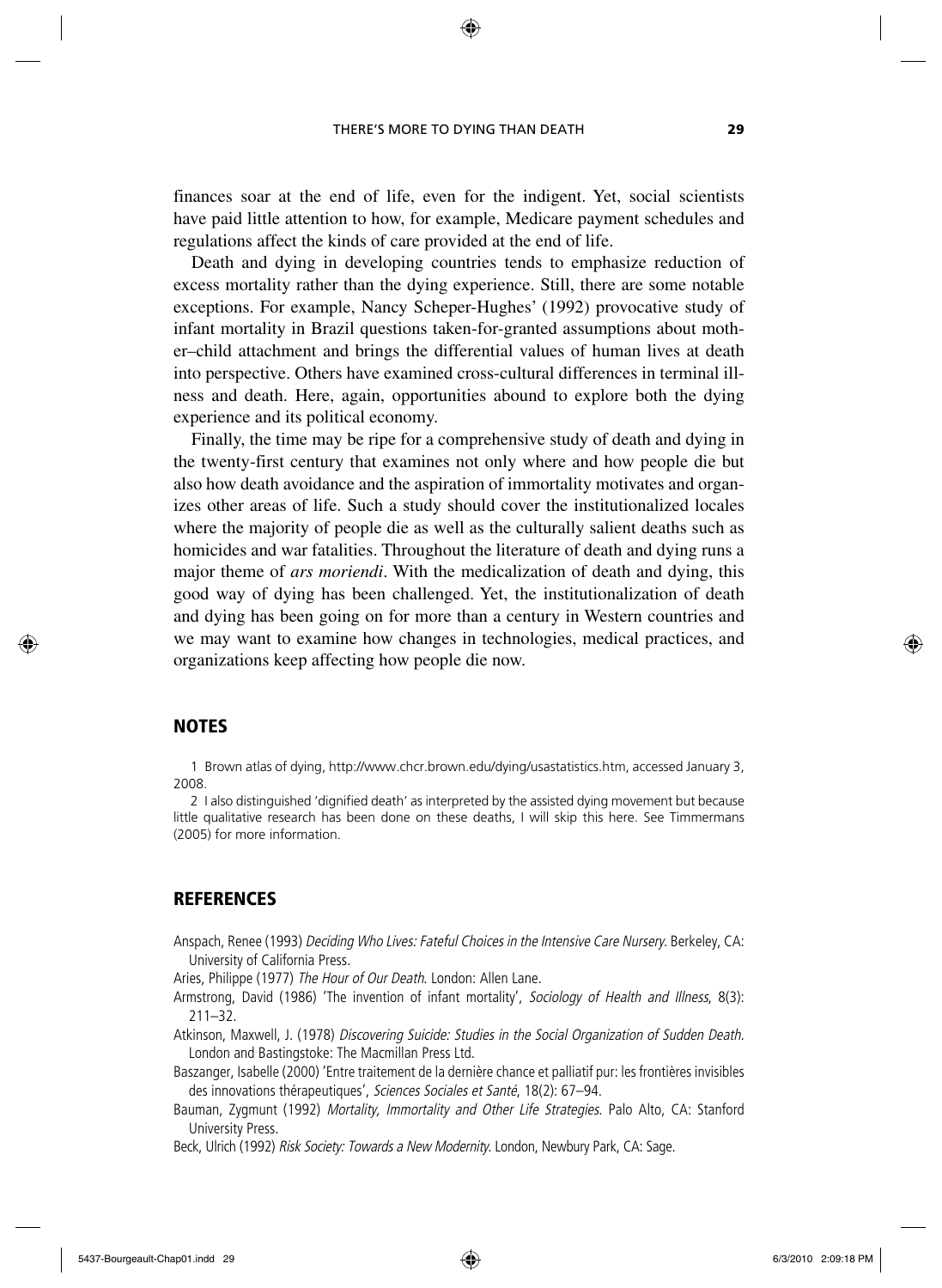finances soar at the end of life, even for the indigent. Yet, social scientists have paid little attention to how, for example, Medicare payment schedules and regulations affect the kinds of care provided at the end of life.

Death and dying in developing countries tends to emphasize reduction of excess mortality rather than the dying experience. Still, there are some notable exceptions. For example, Nancy Scheper-Hughes' (1992) provocative study of infant mortality in Brazil questions taken-for-granted assumptions about mother–child attachment and brings the differential values of human lives at death into perspective. Others have examined cross-cultural differences in terminal illness and death. Here, again, opportunities abound to explore both the dying experience and its political economy.

Finally, the time may be ripe for a comprehensive study of death and dying in the twenty-first century that examines not only where and how people die but also how death avoidance and the aspiration of immortality motivates and organizes other areas of life. Such a study should cover the institutionalized locales where the majority of people die as well as the culturally salient deaths such as homicides and war fatalities. Throughout the literature of death and dying runs a major theme of *ars moriendi*. With the medicalization of death and dying, this good way of dying has been challenged. Yet, the institutionalization of death and dying has been going on for more than a century in Western countries and we may want to examine how changes in technologies, medical practices, and organizations keep affecting how people die now.

## NOTES

1 Brown atlas of dying, http://www.chcr.brown.edu/dying/usastatistics.htm, accessed January 3, 2008.

2 I also distinguished 'dignified death' as interpreted by the assisted dying movement but because little qualitative research has been done on these deaths, I will skip this here. See Timmermans (2005) for more information.

## REFERENCES

Anspach, Renee (1993) *Deciding Who Lives: Fateful Choices in the Intensive Care Nursery*. Berkeley, CA: University of California Press.

Aries, Philippe (1977) *The Hour of Our Death*. London: Allen Lane.

Armstrong, David (1986) 'The invention of infant mortality', *Sociology of Health and Illness*, 8(3): 211–32.

Atkinson, Maxwell, J. (1978) *Discovering Suicide: Studies in the Social Organization of Sudden Death*. London and Bastingstoke: The Macmillan Press Ltd.

Baszanger, Isabelle (2000) 'Entre traitement de la dernière chance et palliatif pur: les frontières invisibles des innovations thérapeutiques', *Sciences Sociales et Santé*, 18(2): 67–94.

Bauman, Zygmunt (1992) *Mortality, Immortality and Other Life Strategies*. Palo Alto, CA: Stanford University Press.

Beck, Ulrich (1992) *Risk Society: Towards a New Modernity*. London, Newbury Park, CA: Sage.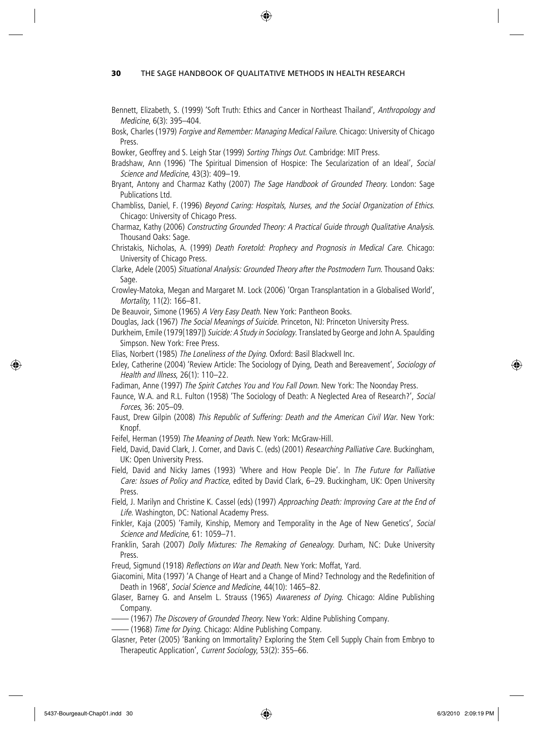Bennett, Elizabeth, S. (1999) 'Soft Truth: Ethics and Cancer in Northeast Thailand', *Anthropology and Medicine*, 6(3): 395–404.

Bosk, Charles (1979) *Forgive and Remember: Managing Medical Failure*. Chicago: University of Chicago Press.

Bowker, Geoffrey and S. Leigh Star (1999) *Sorting Things Out*. Cambridge: MIT Press.

Bradshaw, Ann (1996) 'The Spiritual Dimension of Hospice: The Secularization of an Ideal', *Social Science and Medicine*, 43(3): 409–19.

Bryant, Antony and Charmaz Kathy (2007) *The Sage Handbook of Grounded Theory*. London: Sage Publications Ltd.

Chambliss, Daniel, F. (1996) *Beyond Caring: Hospitals, Nurses, and the Social Organization of Ethics*. Chicago: University of Chicago Press.

Charmaz, Kathy (2006) *Constructing Grounded Theory: A Practical Guide through Qualitative Analysis*. Thousand Oaks: Sage.

Christakis, Nicholas, A. (1999) *Death Foretold: Prophecy and Prognosis in Medical Care*. Chicago: University of Chicago Press.

Clarke, Adele (2005) *Situational Analysis: Grounded Theory after the Postmodern Turn*. Thousand Oaks: Sage.

Crowley-Matoka, Megan and Margaret M. Lock (2006) 'Organ Transplantation in a Globalised World', *Mortality*, 11(2): 166–81.

De Beauvoir, Simone (1965) *A Very Easy Death*. New York: Pantheon Books.

Douglas, Jack (1967) *The Social Meanings of Suicide*. Princeton, NJ: Princeton University Press.

Durkheim, Emile (1979[1897]) *Suicide: A Study in Sociology*. Translated by George and John A. Spaulding Simpson. New York: Free Press.

Elias, Norbert (1985) *The Loneliness of the Dying*. Oxford: Basil Blackwell Inc.

Exley, Catherine (2004) 'Review Article: The Sociology of Dying, Death and Bereavement', *Sociology of Health and Illness*, 26(1): 110–22.

Fadiman, Anne (1997) *The Spirit Catches You and You Fall Down*. New York: The Noonday Press.

Faunce, W.A. and R.L. Fulton (1958) 'The Sociology of Death: A Neglected Area of Research?', *Social Forces*, 36: 205–09.

Faust, Drew Gilpin (2008) *This Republic of Suffering: Death and the American Civil War*. New York: Knopf.

Feifel, Herman (1959) *The Meaning of Death*. New York: McGraw-Hill.

Field, David, David Clark, J. Corner, and Davis C. (eds) (2001) *Researching Palliative Care*. Buckingham, UK: Open University Press.

Field, David and Nicky James (1993) 'Where and How People Die'. In *The Future for Palliative Care: Issues of Policy and Practice*, edited by David Clark, 6–29. Buckingham, UK: Open University Press.

Field, J. Marilyn and Christine K. Cassel (eds) (1997) *Approaching Death: Improving Care at the End of Life*. Washington, DC: National Academy Press.

Finkler, Kaja (2005) 'Family, Kinship, Memory and Temporality in the Age of New Genetics', *Social Science and Medicine*, 61: 1059–71.

Franklin, Sarah (2007) *Dolly Mixtures: The Remaking of Genealogy*. Durham, NC: Duke University Press.

Freud, Sigmund (1918) *Reflections on War and Death*. New York: Moffat, Yard.

Giacomini, Mita (1997) 'A Change of Heart and a Change of Mind? Technology and the Redefinition of Death in 1968', *Social Science and Medicine*, 44(10): 1465–82.

Glaser, Barney G. and Anselm L. Strauss (1965) *Awareness of Dying*. Chicago: Aldine Publishing Company.

—— (1967) *The Discovery of Grounded Theory*. New York: Aldine Publishing Company.

—— (1968) *Time for Dying*. Chicago: Aldine Publishing Company.

Glasner, Peter (2005) 'Banking on Immortality? Exploring the Stem Cell Supply Chain from Embryo to Therapeutic Application', *Current Sociology*, 53(2): 355–66.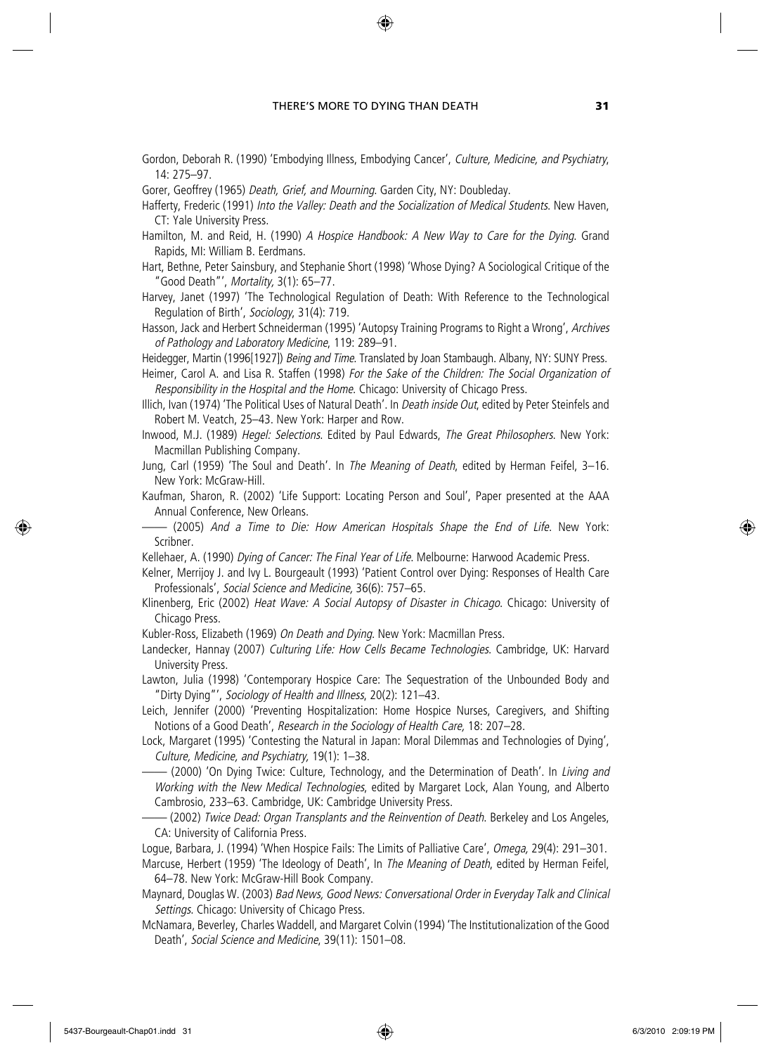Gordon, Deborah R. (1990) 'Embodying Illness, Embodying Cancer', *Culture, Medicine, and Psychiatry*, 14: 275–97.

Gorer, Geoffrey (1965) *Death, Grief, and Mourning*. Garden City, NY: Doubleday.

Hafferty, Frederic (1991) *Into the Valley: Death and the Socialization of Medical Students*. New Haven, CT: Yale University Press.

Hamilton, M. and Reid, H. (1990) *A Hospice Handbook: A New Way to Care for the Dying*. Grand Rapids, MI: William B. Eerdmans.

Hart, Bethne, Peter Sainsbury, and Stephanie Short (1998) 'Whose Dying? A Sociological Critique of the "Good Death"', *Mortality*, 3(1): 65–77.

Harvey, Janet (1997) 'The Technological Regulation of Death: With Reference to the Technological Regulation of Birth', *Sociology*, 31(4): 719.

Hasson, Jack and Herbert Schneiderman (1995) 'Autopsy Training Programs to Right a Wrong', *Archives of Pathology and Laboratory Medicine*, 119: 289–91.

Heidegger, Martin (1996[1927]) *Being and Time*. Translated by Joan Stambaugh. Albany, NY: SUNY Press.

Heimer, Carol A. and Lisa R. Staffen (1998) *For the Sake of the Children: The Social Organization of Responsibility in the Hospital and the Home*. Chicago: University of Chicago Press.

Illich, Ivan (1974) 'The Political Uses of Natural Death'. In *Death inside Out*, edited by Peter Steinfels and Robert M. Veatch, 25–43. New York: Harper and Row.

Inwood, M.J. (1989) *Hegel: Selections*. Edited by Paul Edwards, *The Great Philosophers*. New York: Macmillan Publishing Company.

Jung, Carl (1959) 'The Soul and Death'. In *The Meaning of Death*, edited by Herman Feifel, 3–16. New York: McGraw-Hill.

Kaufman, Sharon, R. (2002) 'Life Support: Locating Person and Soul', Paper presented at the AAA Annual Conference, New Orleans.

—— (2005) *And a Time to Die: How American Hospitals Shape the End of Life*. New York: Scribner.

Kellehaer, A. (1990) *Dying of Cancer: The Final Year of Life*. Melbourne: Harwood Academic Press.

Kelner, Merrijoy J. and Ivy L. Bourgeault (1993) 'Patient Control over Dying: Responses of Health Care Professionals', *Social Science and Medicine*, 36(6): 757–65.

Klinenberg, Eric (2002) *Heat Wave: A Social Autopsy of Disaster in Chicago*. Chicago: University of Chicago Press.

Kubler-Ross, Elizabeth (1969) *On Death and Dying*. New York: Macmillan Press.

Landecker, Hannay (2007) *Culturing Life: How Cells Became Technologies*. Cambridge, UK: Harvard University Press.

Lawton, Julia (1998) 'Contemporary Hospice Care: The Sequestration of the Unbounded Body and "Dirty Dying"', *Sociology of Health and Illness*, 20(2): 121–43.

Leich, Jennifer (2000) 'Preventing Hospitalization: Home Hospice Nurses, Caregivers, and Shifting Notions of a Good Death', *Research in the Sociology of Health Care*, 18: 207–28.

Lock, Margaret (1995) 'Contesting the Natural in Japan: Moral Dilemmas and Technologies of Dying', *Culture, Medicine, and Psychiatry*, 19(1): 1–38.

—— (2000) 'On Dying Twice: Culture, Technology, and the Determination of Death'. In *Living and Working with the New Medical Technologies*, edited by Margaret Lock, Alan Young, and Alberto Cambrosio, 233–63. Cambridge, UK: Cambridge University Press.

—— (2002) *Twice Dead: Organ Transplants and the Reinvention of Death*. Berkeley and Los Angeles, CA: University of California Press.

Logue, Barbara, J. (1994) 'When Hospice Fails: The Limits of Palliative Care', *Omega*, 29(4): 291–301.

Marcuse, Herbert (1959) 'The Ideology of Death', In *The Meaning of Death*, edited by Herman Feifel, 64–78. New York: McGraw-Hill Book Company.

Maynard, Douglas W. (2003) *Bad News, Good News: Conversational Order in Everyday Talk and Clinical Settings*. Chicago: University of Chicago Press.

McNamara, Beverley, Charles Waddell, and Margaret Colvin (1994) 'The Institutionalization of the Good Death', *Social Science and Medicine*, 39(11): 1501–08.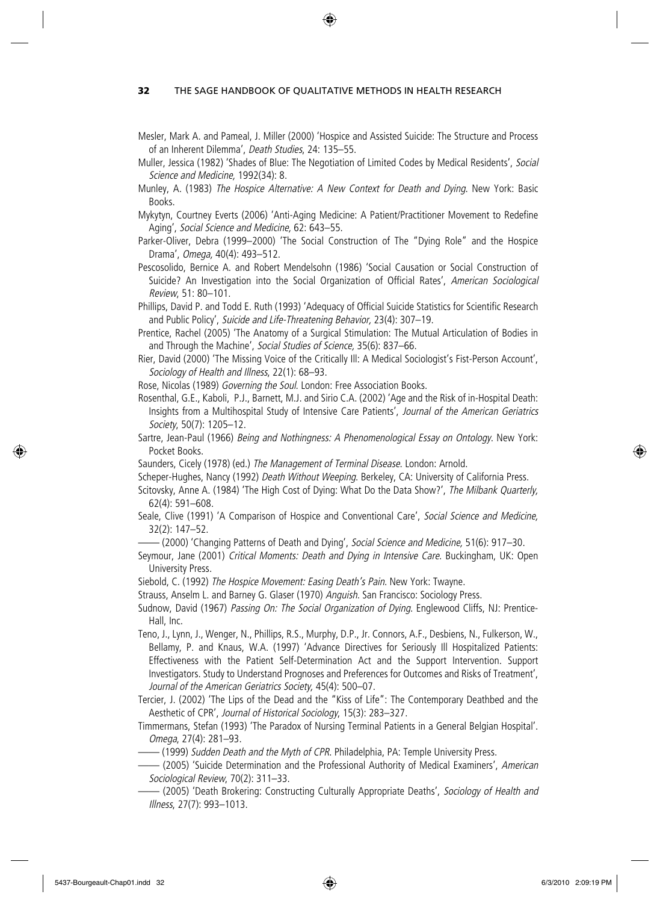Mesler, Mark A. and Pameal, J. Miller (2000) 'Hospice and Assisted Suicide: The Structure and Process of an Inherent Dilemma', *Death Studies*, 24: 135–55.

Muller, Jessica (1982) 'Shades of Blue: The Negotiation of Limited Codes by Medical Residents', *Social Science and Medicine,* 1992(34): 8.

Munley, A. (1983) *The Hospice Alternative: A New Context for Death and Dying*. New York: Basic Books.

Mykytyn, Courtney Everts (2006) 'Anti-Aging Medicine: A Patient/Practitioner Movement to Redefine Aging', *Social Science and Medicine,* 62: 643–55.

Parker-Oliver, Debra (1999–2000) 'The Social Construction of The "Dying Role" and the Hospice Drama', *Omega,* 40(4): 493–512.

Pescosolido, Bernice A. and Robert Mendelsohn (1986) 'Social Causation or Social Construction of Suicide? An Investigation into the Social Organization of Official Rates', *American Sociological Review*, 51: 80–101.

Phillips, David P. and Todd E. Ruth (1993) 'Adequacy of Official Suicide Statistics for Scientific Research and Public Policy', *Suicide and Life-Threatening Behavior,* 23(4): 307–19.

Prentice, Rachel (2005) 'The Anatomy of a Surgical Stimulation: The Mutual Articulation of Bodies in and Through the Machine', *Social Studies of Science,* 35(6): 837–66.

Rier, David (2000) 'The Missing Voice of the Critically Ill: A Medical Sociologist's Fist-Person Account', *Sociology of Health and Illness*, 22(1): 68–93.

Rose, Nicolas (1989) *Governing the Soul*. London: Free Association Books.

Rosenthal, G.E., Kaboli, P.J., Barnett, M.J. and Sirio C.A. (2002) 'Age and the Risk of in-Hospital Death: Insights from a Multihospital Study of Intensive Care Patients', *Journal of the American Geriatrics Society*, 50(7): 1205–12.

Sartre, Jean-Paul (1966) *Being and Nothingness: A Phenomenological Essay on Ontology*. New York: Pocket Books.

Saunders, Cicely (1978) (ed.) *The Management of Terminal Disease*. London: Arnold.

Scheper-Hughes, Nancy (1992) *Death Without Weeping*. Berkeley, CA: University of California Press.

Scitovsky, Anne A. (1984) 'The High Cost of Dying: What Do the Data Show?', *The Milbank Quarterly,* 62(4): 591–608.

Seale, Clive (1991) 'A Comparison of Hospice and Conventional Care', *Social Science and Medicine,* 32(2): 147–52.

—— (2000) 'Changing Patterns of Death and Dying', *Social Science and Medicine,* 51(6): 917–30.

Seymour, Jane (2001) *Critical Moments: Death and Dying in Intensive Care*. Buckingham, UK: Open University Press.

Siebold, C. (1992) *The Hospice Movement: Easing Death's Pain*. New York: Twayne.

Strauss, Anselm L. and Barney G. Glaser (1970) *Anguish*. San Francisco: Sociology Press.

Sudnow, David (1967) *Passing On: The Social Organization of Dying*. Englewood Cliffs, NJ: Prentice-Hall, Inc.

Teno, J., Lynn, J., Wenger, N., Phillips, R.S., Murphy, D.P., Jr. Connors, A.F., Desbiens, N., Fulkerson, W., Bellamy, P. and Knaus, W.A. (1997) 'Advance Directives for Seriously Ill Hospitalized Patients: Effectiveness with the Patient Self-Determination Act and the Support Intervention. Support Investigators. Study to Understand Prognoses and Preferences for Outcomes and Risks of Treatment', *Journal of the American Geriatrics Society,* 45(4): 500–07.

Tercier, J. (2002) 'The Lips of the Dead and the "Kiss of Life": The Contemporary Deathbed and the Aesthetic of CPR', *Journal of Historical Sociology*, 15(3): 283–327.

Timmermans, Stefan (1993) 'The Paradox of Nursing Terminal Patients in a General Belgian Hospital'. *Omega*, 27(4): 281–93.

—— (1999) *Sudden Death and the Myth of CPR*. Philadelphia, PA: Temple University Press.

—— (2005) 'Suicide Determination and the Professional Authority of Medical Examiners', *American Sociological Review*, 70(2): 311–33.

—— (2005) 'Death Brokering: Constructing Culturally Appropriate Deaths', *Sociology of Health and Illness*, 27(7): 993–1013.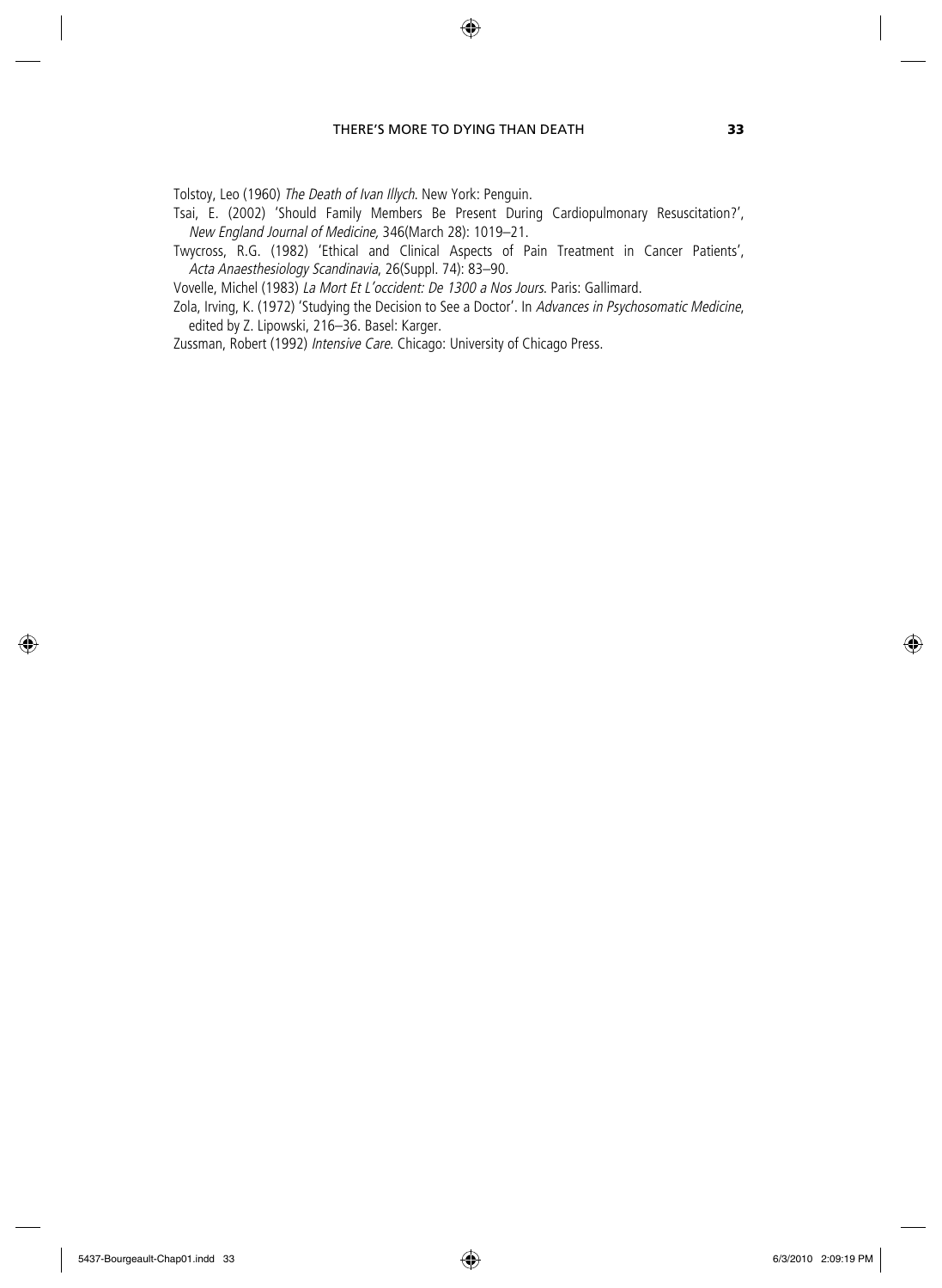Tolstoy, Leo (1960) *The Death of Ivan Illych*. New York: Penguin.

Tsai, E. (2002) 'Should Family Members Be Present During Cardiopulmonary Resuscitation?', *New England Journal of Medicine,* 346(March 28): 1019–21.

Twycross, R.G. (1982) 'Ethical and Clinical Aspects of Pain Treatment in Cancer Patients', *Acta Anaesthesiology Scandinavia*, 26(Suppl. 74): 83–90.

Vovelle, Michel (1983) *La Mort Et L'occident: De 1300 a Nos Jours*. Paris: Gallimard.

Zola, Irving, K. (1972) 'Studying the Decision to See a Doctor'. In *Advances in Psychosomatic Medicine*, edited by Z. Lipowski, 216–36. Basel: Karger.

Zussman, Robert (1992) *Intensive Care*. Chicago: University of Chicago Press.